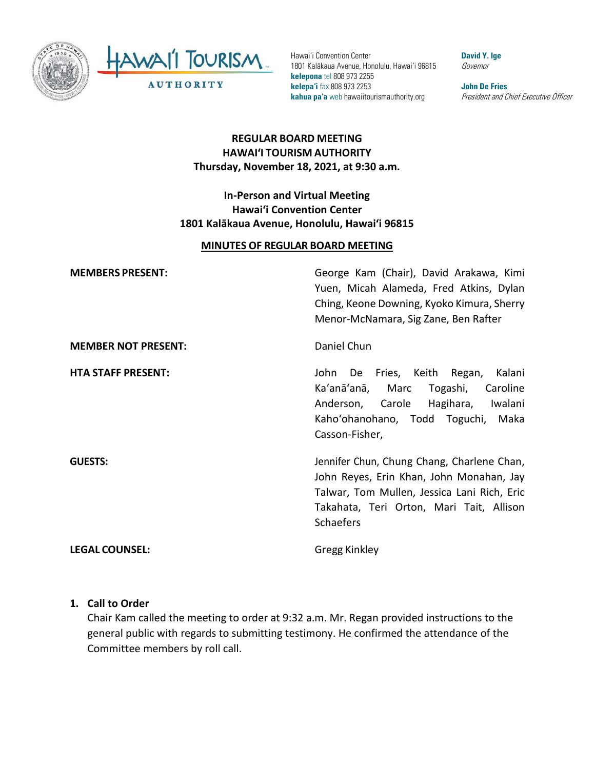Hawai'i Convention Center
1801 Kalākaua Avenue, Honolulu, Hawai'i 96815
**kelepona** tel 808 973 2255
**kelepa'i** fax 808 973 2253
**kahua pa'a** web hawaiitourismauthority.org

**David Y. Ige**
*Governor*

**John De Fries**
*President and Chief Executive Officer*

**REGULAR BOARD MEETING**
**HAWAI'I TOURISM AUTHORITY**
**Thursday, November 18, 2021, at 9:30 a.m.**

**In-Person and Virtual Meeting**
**Hawai'i Convention Center**
**1801 Kalākaua Avenue, Honolulu, Hawai'i 96815**

**MINUTES OF REGULAR BOARD MEETING**

| | |
|---|---|
| **MEMBERS PRESENT:** | George Kam (Chair), David Arakawa, Kimi Yuen, Micah Alameda, Fred Atkins, Dylan Ching, Keone Downing, Kyoko Kimura, Sherry Menor-McNamara, Sig Zane, Ben Rafter |
| **MEMBER NOT PRESENT:** | Daniel Chun |
| **HTA STAFF PRESENT:** | John De Fries, Keith Regan, Kalani Ka'anā'anā, Marc Togashi, Caroline Anderson, Carole Hagihara, Iwalani Kaho'ohanohano, Todd Toguchi, Maka Casson-Fisher, |
| **GUESTS:** | Jennifer Chun, Chung Chang, Charlene Chan, John Reyes, Erin Khan, John Monahan, Jay Talwar, Tom Mullen, Jessica Lani Rich, Eric Takahata, Teri Orton, Mari Tait, Allison Schaefers |
| **LEGAL COUNSEL:** | Gregg Kinkley |

1. **Call to Order**

   Chair Kam called the meeting to order at 9:32 a.m. Mr. Regan provided instructions to the general public with regards to submitting testimony. He confirmed the attendance of the Committee members by roll call.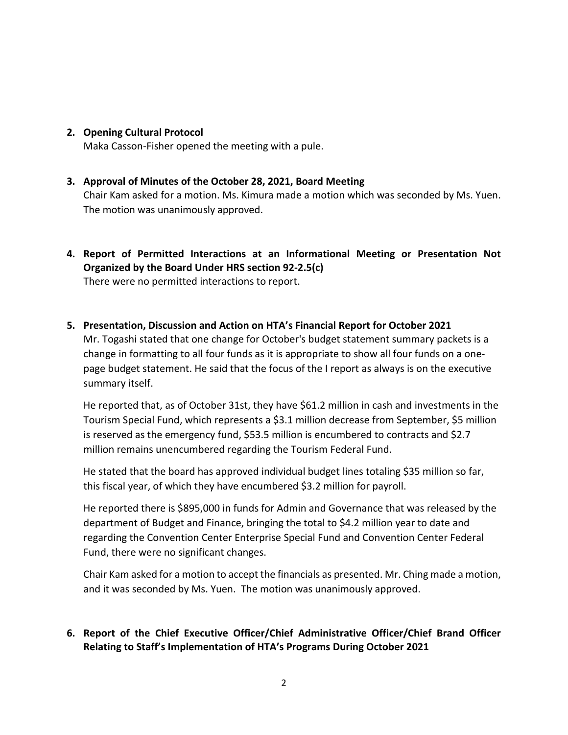2. **Opening Cultural Protocol**

   Maka Casson-Fisher opened the meeting with a pule.

3. **Approval of Minutes of the October 28, 2021, Board Meeting**

   Chair Kam asked for a motion. Ms. Kimura made a motion which was seconded by Ms. Yuen. The motion was unanimously approved.

4. **Report of Permitted Interactions at an Informational Meeting or Presentation Not Organized by the Board Under HRS section 92-2.5(c)**

   There were no permitted interactions to report.

5. **Presentation, Discussion and Action on HTA's Financial Report for October 2021**

   Mr. Togashi stated that one change for October's budget statement summary packets is a change in formatting to all four funds as it is appropriate to show all four funds on a one-page budget statement. He said that the focus of the I report as always is on the executive summary itself.

   He reported that, as of October 31st, they have $61.2 million in cash and investments in the Tourism Special Fund, which represents a $3.1 million decrease from September, $5 million is reserved as the emergency fund, $53.5 million is encumbered to contracts and $2.7 million remains unencumbered regarding the Tourism Federal Fund.

   He stated that the board has approved individual budget lines totaling $35 million so far, this fiscal year, of which they have encumbered $3.2 million for payroll.

   He reported there is $895,000 in funds for Admin and Governance that was released by the department of Budget and Finance, bringing the total to $4.2 million year to date and regarding the Convention Center Enterprise Special Fund and Convention Center Federal Fund, there were no significant changes.

   Chair Kam asked for a motion to accept the financials as presented. Mr. Ching made a motion, and it was seconded by Ms. Yuen. The motion was unanimously approved.

6. **Report of the Chief Executive Officer/Chief Administrative Officer/Chief Brand Officer Relating to Staff's Implementation of HTA's Programs During October 2021**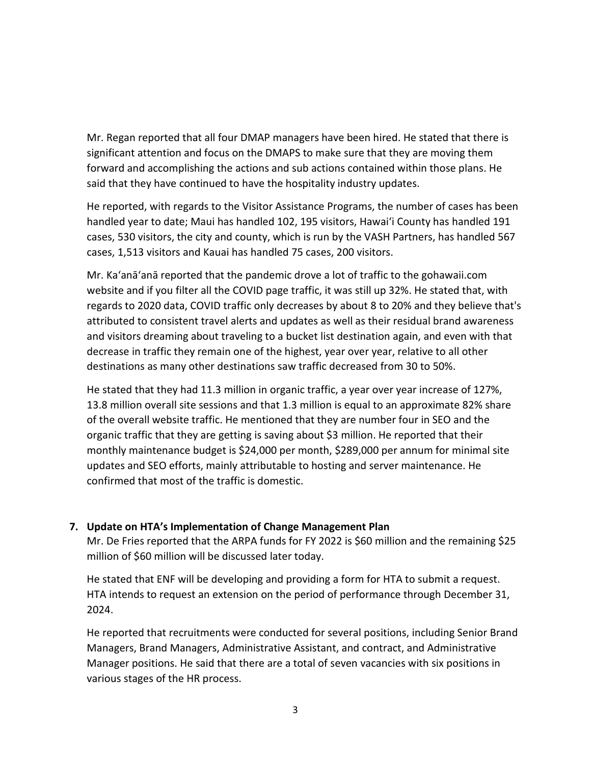Mr. Regan reported that all four DMAP managers have been hired. He stated that there is significant attention and focus on the DMAPS to make sure that they are moving them forward and accomplishing the actions and sub actions contained within those plans. He said that they have continued to have the hospitality industry updates.

He reported, with regards to the Visitor Assistance Programs, the number of cases has been handled year to date; Maui has handled 102, 195 visitors, Hawaiʻi County has handled 191 cases, 530 visitors, the city and county, which is run by the VASH Partners, has handled 567 cases, 1,513 visitors and Kauai has handled 75 cases, 200 visitors.

Mr. Kaʻanāʻanā reported that the pandemic drove a lot of traffic to the gohawaii.com website and if you filter all the COVID page traffic, it was still up 32%. He stated that, with regards to 2020 data, COVID traffic only decreases by about 8 to 20% and they believe that's attributed to consistent travel alerts and updates as well as their residual brand awareness and visitors dreaming about traveling to a bucket list destination again, and even with that decrease in traffic they remain one of the highest, year over year, relative to all other destinations as many other destinations saw traffic decreased from 30 to 50%.

He stated that they had 11.3 million in organic traffic, a year over year increase of 127%, 13.8 million overall site sessions and that 1.3 million is equal to an approximate 82% share of the overall website traffic. He mentioned that they are number four in SEO and the organic traffic that they are getting is saving about $3 million. He reported that their monthly maintenance budget is $24,000 per month, $289,000 per annum for minimal site updates and SEO efforts, mainly attributable to hosting and server maintenance. He confirmed that most of the traffic is domestic.

**7. Update on HTA's Implementation of Change Management Plan**

Mr. De Fries reported that the ARPA funds for FY 2022 is $60 million and the remaining $25 million of $60 million will be discussed later today.

He stated that ENF will be developing and providing a form for HTA to submit a request. HTA intends to request an extension on the period of performance through December 31, 2024.

He reported that recruitments were conducted for several positions, including Senior Brand Managers, Brand Managers, Administrative Assistant, and contract, and Administrative Manager positions. He said that there are a total of seven vacancies with six positions in various stages of the HR process.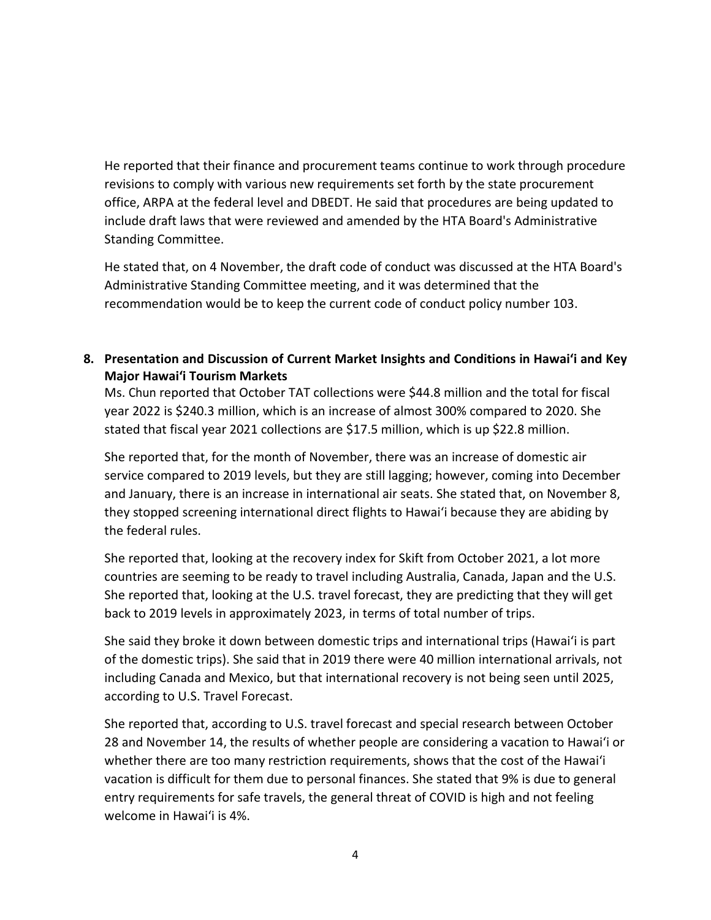He reported that their finance and procurement teams continue to work through procedure revisions to comply with various new requirements set forth by the state procurement office, ARPA at the federal level and DBEDT. He said that procedures are being updated to include draft laws that were reviewed and amended by the HTA Board's Administrative Standing Committee.

He stated that, on 4 November, the draft code of conduct was discussed at the HTA Board's Administrative Standing Committee meeting, and it was determined that the recommendation would be to keep the current code of conduct policy number 103.

**8. Presentation and Discussion of Current Market Insights and Conditions in Hawai'i and Key Major Hawai'i Tourism Markets**

Ms. Chun reported that October TAT collections were $44.8 million and the total for fiscal year 2022 is $240.3 million, which is an increase of almost 300% compared to 2020. She stated that fiscal year 2021 collections are $17.5 million, which is up $22.8 million.

She reported that, for the month of November, there was an increase of domestic air service compared to 2019 levels, but they are still lagging; however, coming into December and January, there is an increase in international air seats. She stated that, on November 8, they stopped screening international direct flights to Hawai'i because they are abiding by the federal rules.

She reported that, looking at the recovery index for Skift from October 2021, a lot more countries are seeming to be ready to travel including Australia, Canada, Japan and the U.S. She reported that, looking at the U.S. travel forecast, they are predicting that they will get back to 2019 levels in approximately 2023, in terms of total number of trips.

She said they broke it down between domestic trips and international trips (Hawai'i is part of the domestic trips). She said that in 2019 there were 40 million international arrivals, not including Canada and Mexico, but that international recovery is not being seen until 2025, according to U.S. Travel Forecast.

She reported that, according to U.S. travel forecast and special research between October 28 and November 14, the results of whether people are considering a vacation to Hawai'i or whether there are too many restriction requirements, shows that the cost of the Hawai'i vacation is difficult for them due to personal finances. She stated that 9% is due to general entry requirements for safe travels, the general threat of COVID is high and not feeling welcome in Hawai'i is 4%.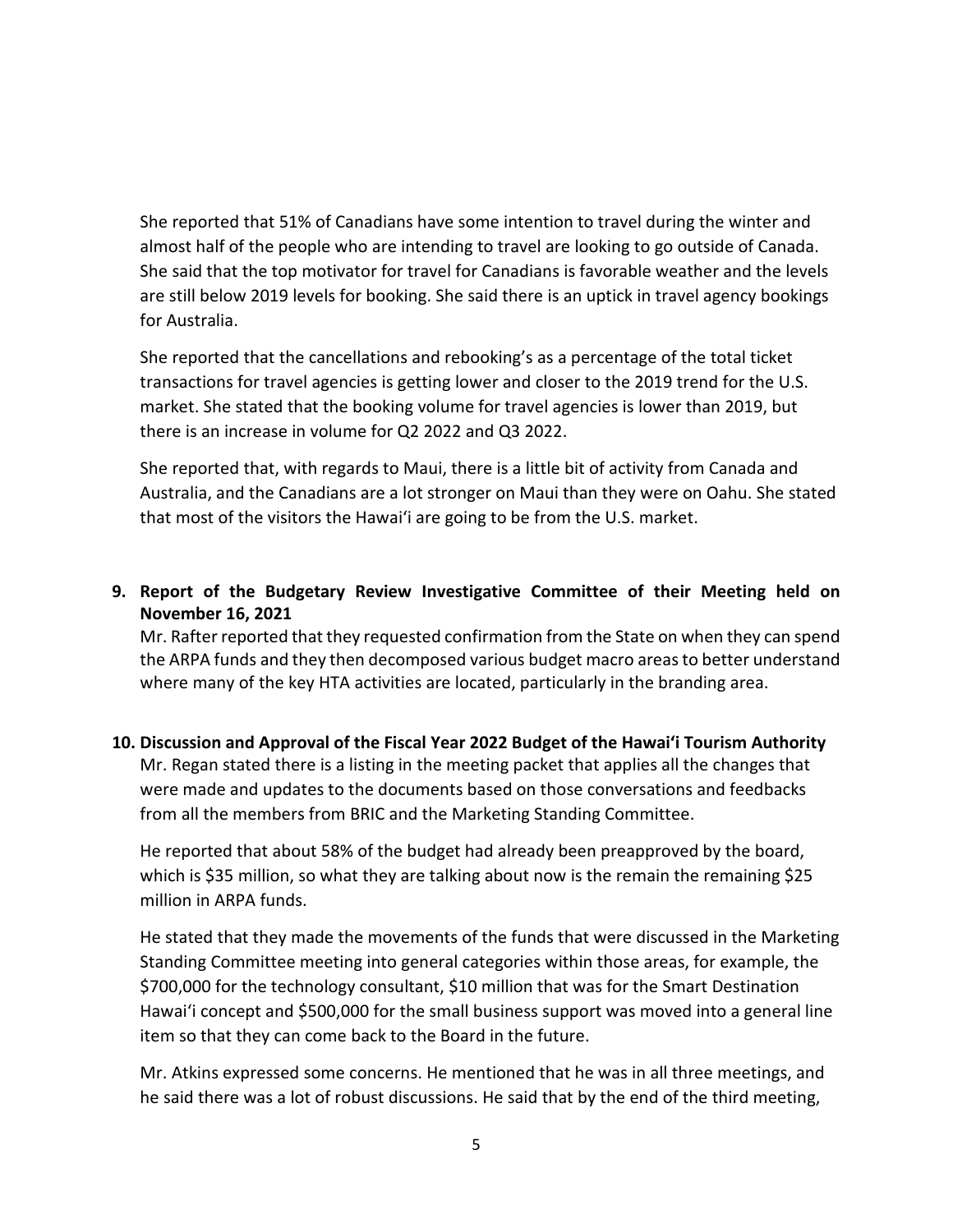She reported that 51% of Canadians have some intention to travel during the winter and almost half of the people who are intending to travel are looking to go outside of Canada. She said that the top motivator for travel for Canadians is favorable weather and the levels are still below 2019 levels for booking. She said there is an uptick in travel agency bookings for Australia.

She reported that the cancellations and rebooking's as a percentage of the total ticket transactions for travel agencies is getting lower and closer to the 2019 trend for the U.S. market. She stated that the booking volume for travel agencies is lower than 2019, but there is an increase in volume for Q2 2022 and Q3 2022.

She reported that, with regards to Maui, there is a little bit of activity from Canada and Australia, and the Canadians are a lot stronger on Maui than they were on Oahu. She stated that most of the visitors the Hawai'i are going to be from the U.S. market.

**9. Report of the Budgetary Review Investigative Committee of their Meeting held on November 16, 2021**

Mr. Rafter reported that they requested confirmation from the State on when they can spend the ARPA funds and they then decomposed various budget macro areas to better understand where many of the key HTA activities are located, particularly in the branding area.

**10. Discussion and Approval of the Fiscal Year 2022 Budget of the Hawai'i Tourism Authority**

Mr. Regan stated there is a listing in the meeting packet that applies all the changes that were made and updates to the documents based on those conversations and feedbacks from all the members from BRIC and the Marketing Standing Committee.

He reported that about 58% of the budget had already been preapproved by the board, which is $35 million, so what they are talking about now is the remain the remaining $25 million in ARPA funds.

He stated that they made the movements of the funds that were discussed in the Marketing Standing Committee meeting into general categories within those areas, for example, the $700,000 for the technology consultant, $10 million that was for the Smart Destination Hawai'i concept and $500,000 for the small business support was moved into a general line item so that they can come back to the Board in the future.

Mr. Atkins expressed some concerns. He mentioned that he was in all three meetings, and he said there was a lot of robust discussions. He said that by the end of the third meeting,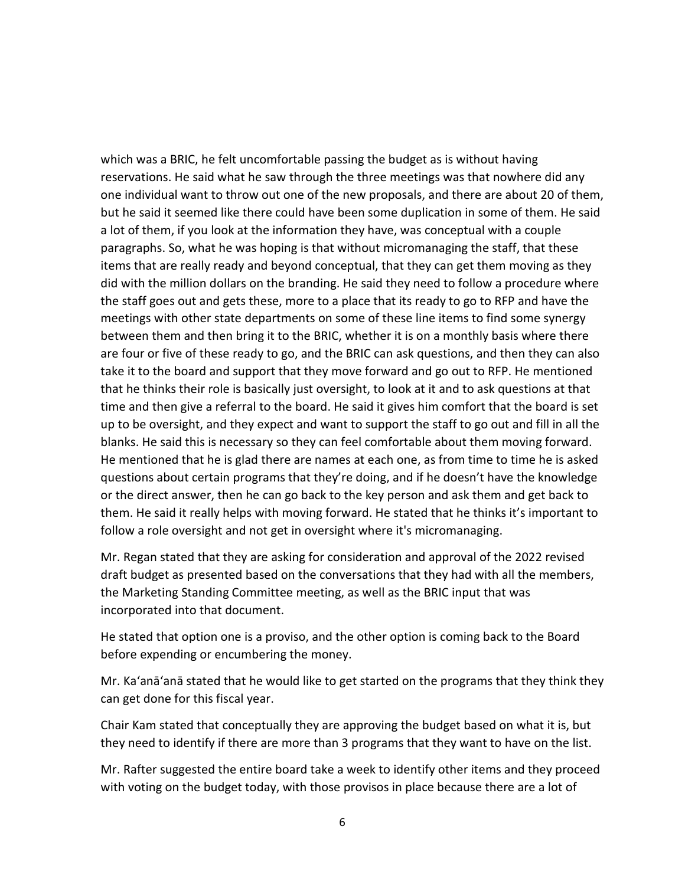which was a BRIC, he felt uncomfortable passing the budget as is without having reservations. He said what he saw through the three meetings was that nowhere did any one individual want to throw out one of the new proposals, and there are about 20 of them, but he said it seemed like there could have been some duplication in some of them. He said a lot of them, if you look at the information they have, was conceptual with a couple paragraphs. So, what he was hoping is that without micromanaging the staff, that these items that are really ready and beyond conceptual, that they can get them moving as they did with the million dollars on the branding. He said they need to follow a procedure where the staff goes out and gets these, more to a place that its ready to go to RFP and have the meetings with other state departments on some of these line items to find some synergy between them and then bring it to the BRIC, whether it is on a monthly basis where there are four or five of these ready to go, and the BRIC can ask questions, and then they can also take it to the board and support that they move forward and go out to RFP. He mentioned that he thinks their role is basically just oversight, to look at it and to ask questions at that time and then give a referral to the board. He said it gives him comfort that the board is set up to be oversight, and they expect and want to support the staff to go out and fill in all the blanks. He said this is necessary so they can feel comfortable about them moving forward. He mentioned that he is glad there are names at each one, as from time to time he is asked questions about certain programs that they're doing, and if he doesn't have the knowledge or the direct answer, then he can go back to the key person and ask them and get back to them. He said it really helps with moving forward. He stated that he thinks it's important to follow a role oversight and not get in oversight where it's micromanaging.

Mr. Regan stated that they are asking for consideration and approval of the 2022 revised draft budget as presented based on the conversations that they had with all the members, the Marketing Standing Committee meeting, as well as the BRIC input that was incorporated into that document.

He stated that option one is a proviso, and the other option is coming back to the Board before expending or encumbering the money.

Mr. Ka'anā'anā stated that he would like to get started on the programs that they think they can get done for this fiscal year.

Chair Kam stated that conceptually they are approving the budget based on what it is, but they need to identify if there are more than 3 programs that they want to have on the list.

Mr. Rafter suggested the entire board take a week to identify other items and they proceed with voting on the budget today, with those provisos in place because there are a lot of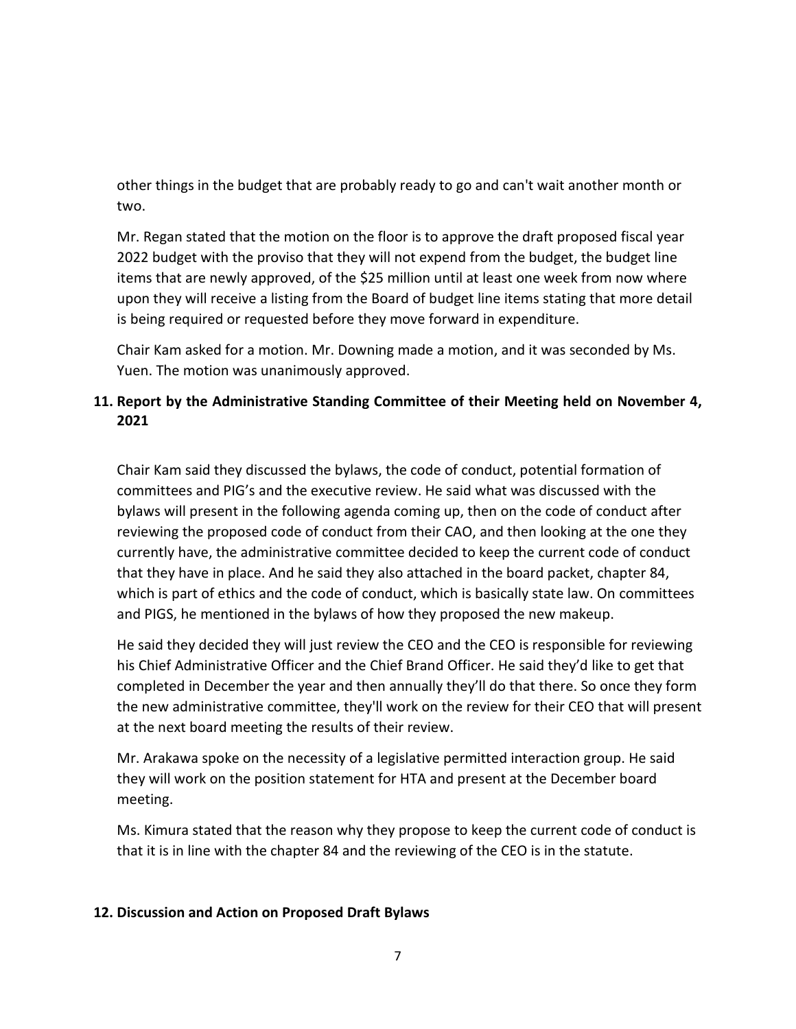other things in the budget that are probably ready to go and can't wait another month or two.

Mr. Regan stated that the motion on the floor is to approve the draft proposed fiscal year 2022 budget with the proviso that they will not expend from the budget, the budget line items that are newly approved, of the $25 million until at least one week from now where upon they will receive a listing from the Board of budget line items stating that more detail is being required or requested before they move forward in expenditure.

Chair Kam asked for a motion. Mr. Downing made a motion, and it was seconded by Ms. Yuen. The motion was unanimously approved.

## 11. Report by the Administrative Standing Committee of their Meeting held on November 4, 2021

Chair Kam said they discussed the bylaws, the code of conduct, potential formation of committees and PIG's and the executive review. He said what was discussed with the bylaws will present in the following agenda coming up, then on the code of conduct after reviewing the proposed code of conduct from their CAO, and then looking at the one they currently have, the administrative committee decided to keep the current code of conduct that they have in place. And he said they also attached in the board packet, chapter 84, which is part of ethics and the code of conduct, which is basically state law. On committees and PIGS, he mentioned in the bylaws of how they proposed the new makeup.

He said they decided they will just review the CEO and the CEO is responsible for reviewing his Chief Administrative Officer and the Chief Brand Officer. He said they'd like to get that completed in December the year and then annually they'll do that there. So once they form the new administrative committee, they'll work on the review for their CEO that will present at the next board meeting the results of their review.

Mr. Arakawa spoke on the necessity of a legislative permitted interaction group. He said they will work on the position statement for HTA and present at the December board meeting.

Ms. Kimura stated that the reason why they propose to keep the current code of conduct is that it is in line with the chapter 84 and the reviewing of the CEO is in the statute.

## 12. Discussion and Action on Proposed Draft Bylaws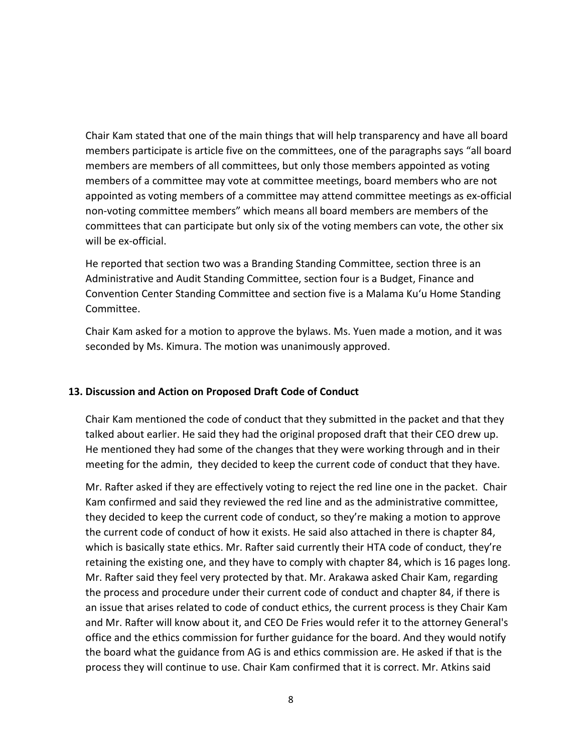Chair Kam stated that one of the main things that will help transparency and have all board members participate is article five on the committees, one of the paragraphs says "all board members are members of all committees, but only those members appointed as voting members of a committee may vote at committee meetings, board members who are not appointed as voting members of a committee may attend committee meetings as ex-official non-voting committee members" which means all board members are members of the committees that can participate but only six of the voting members can vote, the other six will be ex-official.

He reported that section two was a Branding Standing Committee, section three is an Administrative and Audit Standing Committee, section four is a Budget, Finance and Convention Center Standing Committee and section five is a Malama Kuʻu Home Standing Committee.

Chair Kam asked for a motion to approve the bylaws. Ms. Yuen made a motion, and it was seconded by Ms. Kimura. The motion was unanimously approved.

**13. Discussion and Action on Proposed Draft Code of Conduct**

Chair Kam mentioned the code of conduct that they submitted in the packet and that they talked about earlier. He said they had the original proposed draft that their CEO drew up. He mentioned they had some of the changes that they were working through and in their meeting for the admin, they decided to keep the current code of conduct that they have.

Mr. Rafter asked if they are effectively voting to reject the red line one in the packet. Chair Kam confirmed and said they reviewed the red line and as the administrative committee, they decided to keep the current code of conduct, so they're making a motion to approve the current code of conduct of how it exists. He said also attached in there is chapter 84, which is basically state ethics. Mr. Rafter said currently their HTA code of conduct, they're retaining the existing one, and they have to comply with chapter 84, which is 16 pages long. Mr. Rafter said they feel very protected by that. Mr. Arakawa asked Chair Kam, regarding the process and procedure under their current code of conduct and chapter 84, if there is an issue that arises related to code of conduct ethics, the current process is they Chair Kam and Mr. Rafter will know about it, and CEO De Fries would refer it to the attorney General's office and the ethics commission for further guidance for the board. And they would notify the board what the guidance from AG is and ethics commission are. He asked if that is the process they will continue to use. Chair Kam confirmed that it is correct. Mr. Atkins said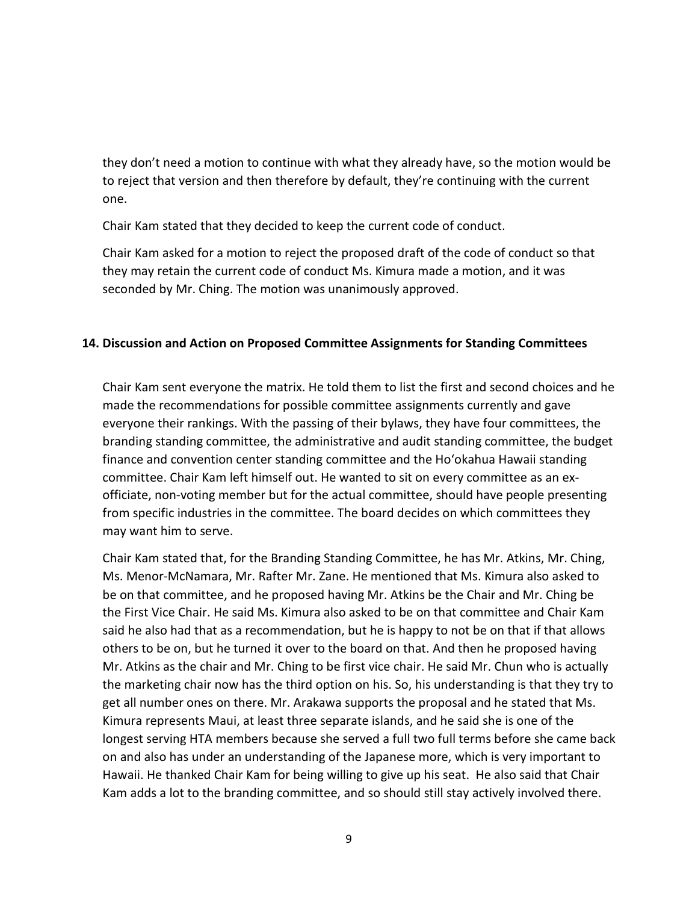they don't need a motion to continue with what they already have, so the motion would be to reject that version and then therefore by default, they're continuing with the current one.

Chair Kam stated that they decided to keep the current code of conduct.

Chair Kam asked for a motion to reject the proposed draft of the code of conduct so that they may retain the current code of conduct Ms. Kimura made a motion, and it was seconded by Mr. Ching. The motion was unanimously approved.

### 14. Discussion and Action on Proposed Committee Assignments for Standing Committees

Chair Kam sent everyone the matrix. He told them to list the first and second choices and he made the recommendations for possible committee assignments currently and gave everyone their rankings. With the passing of their bylaws, they have four committees, the branding standing committee, the administrative and audit standing committee, the budget finance and convention center standing committee and the Hoʻokahua Hawaii standing committee. Chair Kam left himself out. He wanted to sit on every committee as an ex-officiate, non-voting member but for the actual committee, should have people presenting from specific industries in the committee. The board decides on which committees they may want him to serve.

Chair Kam stated that, for the Branding Standing Committee, he has Mr. Atkins, Mr. Ching, Ms. Menor-McNamara, Mr. Rafter Mr. Zane. He mentioned that Ms. Kimura also asked to be on that committee, and he proposed having Mr. Atkins be the Chair and Mr. Ching be the First Vice Chair. He said Ms. Kimura also asked to be on that committee and Chair Kam said he also had that as a recommendation, but he is happy to not be on that if that allows others to be on, but he turned it over to the board on that. And then he proposed having Mr. Atkins as the chair and Mr. Ching to be first vice chair. He said Mr. Chun who is actually the marketing chair now has the third option on his. So, his understanding is that they try to get all number ones on there. Mr. Arakawa supports the proposal and he stated that Ms. Kimura represents Maui, at least three separate islands, and he said she is one of the longest serving HTA members because she served a full two full terms before she came back on and also has under an understanding of the Japanese more, which is very important to Hawaii. He thanked Chair Kam for being willing to give up his seat. He also said that Chair Kam adds a lot to the branding committee, and so should still stay actively involved there.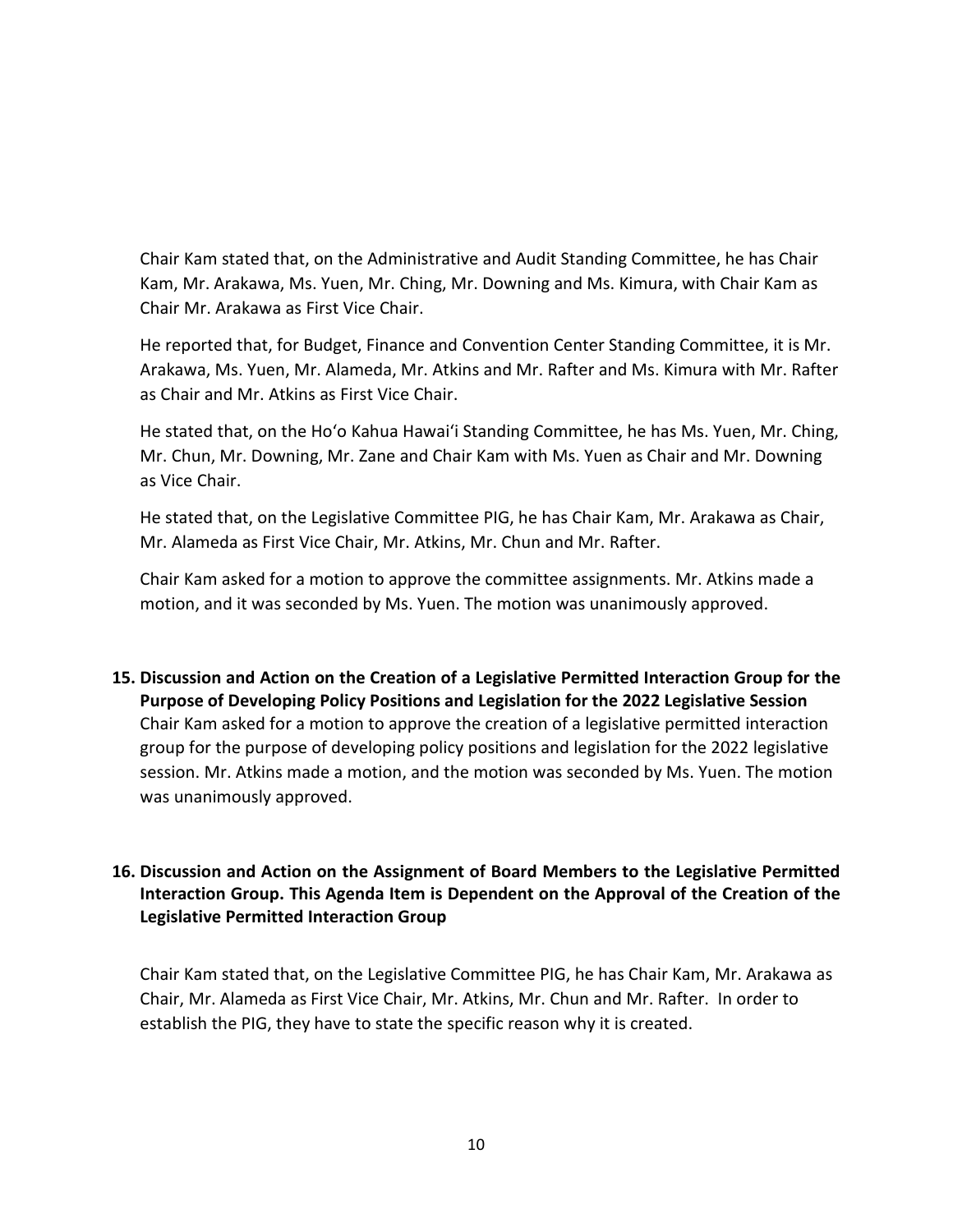Chair Kam stated that, on the Administrative and Audit Standing Committee, he has Chair Kam, Mr. Arakawa, Ms. Yuen, Mr. Ching, Mr. Downing and Ms. Kimura, with Chair Kam as Chair Mr. Arakawa as First Vice Chair.

He reported that, for Budget, Finance and Convention Center Standing Committee, it is Mr. Arakawa, Ms. Yuen, Mr. Alameda, Mr. Atkins and Mr. Rafter and Ms. Kimura with Mr. Rafter as Chair and Mr. Atkins as First Vice Chair.

He stated that, on the Ho'o Kahua Hawai'i Standing Committee, he has Ms. Yuen, Mr. Ching, Mr. Chun, Mr. Downing, Mr. Zane and Chair Kam with Ms. Yuen as Chair and Mr. Downing as Vice Chair.

He stated that, on the Legislative Committee PIG, he has Chair Kam, Mr. Arakawa as Chair, Mr. Alameda as First Vice Chair, Mr. Atkins, Mr. Chun and Mr. Rafter.

Chair Kam asked for a motion to approve the committee assignments. Mr. Atkins made a motion, and it was seconded by Ms. Yuen. The motion was unanimously approved.

**15. Discussion and Action on the Creation of a Legislative Permitted Interaction Group for the Purpose of Developing Policy Positions and Legislation for the 2022 Legislative Session**

Chair Kam asked for a motion to approve the creation of a legislative permitted interaction group for the purpose of developing policy positions and legislation for the 2022 legislative session. Mr. Atkins made a motion, and the motion was seconded by Ms. Yuen. The motion was unanimously approved.

**16. Discussion and Action on the Assignment of Board Members to the Legislative Permitted Interaction Group. This Agenda Item is Dependent on the Approval of the Creation of the Legislative Permitted Interaction Group**

Chair Kam stated that, on the Legislative Committee PIG, he has Chair Kam, Mr. Arakawa as Chair, Mr. Alameda as First Vice Chair, Mr. Atkins, Mr. Chun and Mr. Rafter. In order to establish the PIG, they have to state the specific reason why it is created.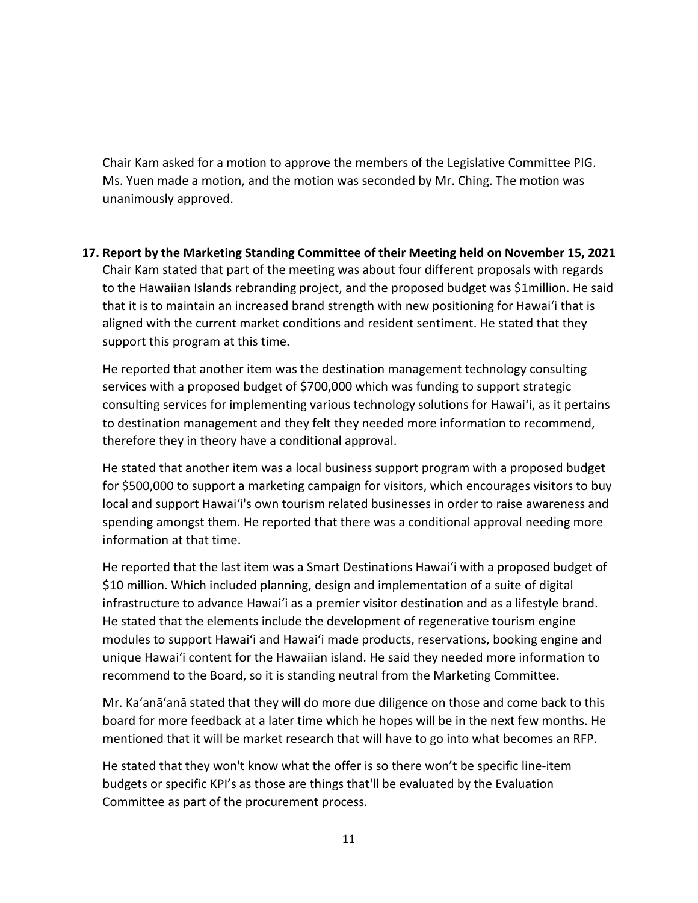Chair Kam asked for a motion to approve the members of the Legislative Committee PIG. Ms. Yuen made a motion, and the motion was seconded by Mr. Ching. The motion was unanimously approved.

**17. Report by the Marketing Standing Committee of their Meeting held on November 15, 2021**

Chair Kam stated that part of the meeting was about four different proposals with regards to the Hawaiian Islands rebranding project, and the proposed budget was $1million. He said that it is to maintain an increased brand strength with new positioning for Hawaiʻi that is aligned with the current market conditions and resident sentiment. He stated that they support this program at this time.

He reported that another item was the destination management technology consulting services with a proposed budget of $700,000 which was funding to support strategic consulting services for implementing various technology solutions for Hawaiʻi, as it pertains to destination management and they felt they needed more information to recommend, therefore they in theory have a conditional approval.

He stated that another item was a local business support program with a proposed budget for $500,000 to support a marketing campaign for visitors, which encourages visitors to buy local and support Hawaiʻi's own tourism related businesses in order to raise awareness and spending amongst them. He reported that there was a conditional approval needing more information at that time.

He reported that the last item was a Smart Destinations Hawaiʻi with a proposed budget of $10 million. Which included planning, design and implementation of a suite of digital infrastructure to advance Hawaiʻi as a premier visitor destination and as a lifestyle brand. He stated that the elements include the development of regenerative tourism engine modules to support Hawaiʻi and Hawaiʻi made products, reservations, booking engine and unique Hawaiʻi content for the Hawaiian island. He said they needed more information to recommend to the Board, so it is standing neutral from the Marketing Committee.

Mr. Kaʻanāʻanā stated that they will do more due diligence on those and come back to this board for more feedback at a later time which he hopes will be in the next few months. He mentioned that it will be market research that will have to go into what becomes an RFP.

He stated that they won't know what the offer is so there won't be specific line-item budgets or specific KPI's as those are things that'll be evaluated by the Evaluation Committee as part of the procurement process.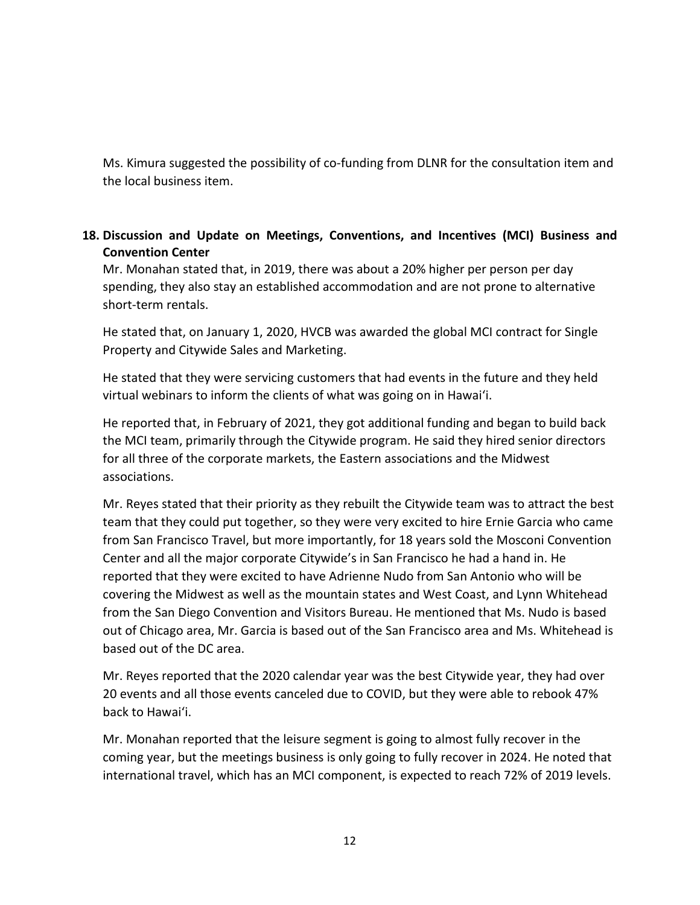Ms. Kimura suggested the possibility of co-funding from DLNR for the consultation item and the local business item.

**18. Discussion and Update on Meetings, Conventions, and Incentives (MCI) Business and Convention Center**

Mr. Monahan stated that, in 2019, there was about a 20% higher per person per day spending, they also stay an established accommodation and are not prone to alternative short-term rentals.

He stated that, on January 1, 2020, HVCB was awarded the global MCI contract for Single Property and Citywide Sales and Marketing.

He stated that they were servicing customers that had events in the future and they held virtual webinars to inform the clients of what was going on in Hawaiʻi.

He reported that, in February of 2021, they got additional funding and began to build back the MCI team, primarily through the Citywide program. He said they hired senior directors for all three of the corporate markets, the Eastern associations and the Midwest associations.

Mr. Reyes stated that their priority as they rebuilt the Citywide team was to attract the best team that they could put together, so they were very excited to hire Ernie Garcia who came from San Francisco Travel, but more importantly, for 18 years sold the Mosconi Convention Center and all the major corporate Citywide's in San Francisco he had a hand in. He reported that they were excited to have Adrienne Nudo from San Antonio who will be covering the Midwest as well as the mountain states and West Coast, and Lynn Whitehead from the San Diego Convention and Visitors Bureau. He mentioned that Ms. Nudo is based out of Chicago area, Mr. Garcia is based out of the San Francisco area and Ms. Whitehead is based out of the DC area.

Mr. Reyes reported that the 2020 calendar year was the best Citywide year, they had over 20 events and all those events canceled due to COVID, but they were able to rebook 47% back to Hawaiʻi.

Mr. Monahan reported that the leisure segment is going to almost fully recover in the coming year, but the meetings business is only going to fully recover in 2024. He noted that international travel, which has an MCI component, is expected to reach 72% of 2019 levels.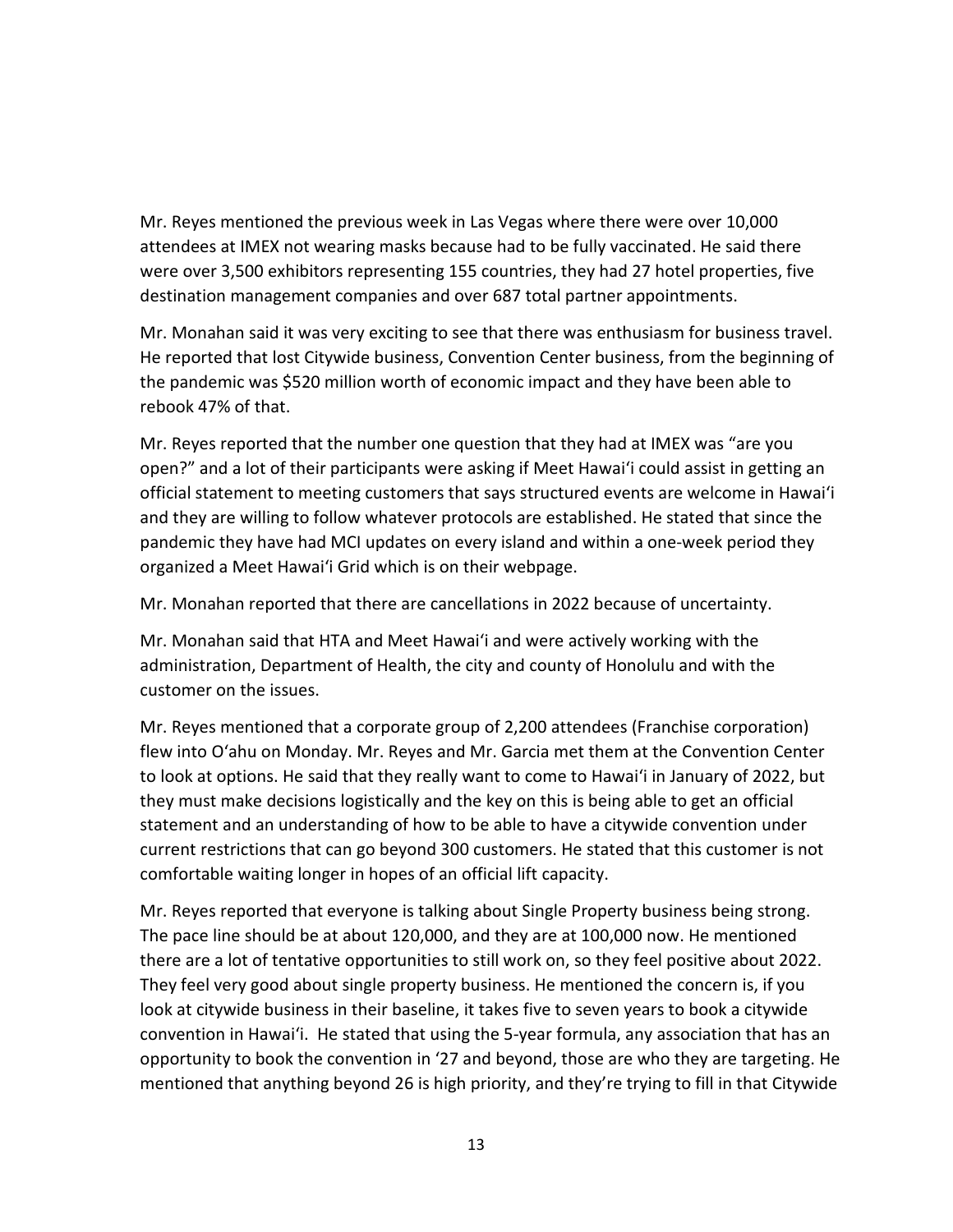Mr. Reyes mentioned the previous week in Las Vegas where there were over 10,000 attendees at IMEX not wearing masks because had to be fully vaccinated. He said there were over 3,500 exhibitors representing 155 countries, they had 27 hotel properties, five destination management companies and over 687 total partner appointments.

Mr. Monahan said it was very exciting to see that there was enthusiasm for business travel. He reported that lost Citywide business, Convention Center business, from the beginning of the pandemic was $520 million worth of economic impact and they have been able to rebook 47% of that.

Mr. Reyes reported that the number one question that they had at IMEX was "are you open?" and a lot of their participants were asking if Meet Hawai'i could assist in getting an official statement to meeting customers that says structured events are welcome in Hawai'i and they are willing to follow whatever protocols are established. He stated that since the pandemic they have had MCI updates on every island and within a one-week period they organized a Meet Hawai'i Grid which is on their webpage.

Mr. Monahan reported that there are cancellations in 2022 because of uncertainty.

Mr. Monahan said that HTA and Meet Hawai'i and were actively working with the administration, Department of Health, the city and county of Honolulu and with the customer on the issues.

Mr. Reyes mentioned that a corporate group of 2,200 attendees (Franchise corporation) flew into O'ahu on Monday. Mr. Reyes and Mr. Garcia met them at the Convention Center to look at options. He said that they really want to come to Hawai'i in January of 2022, but they must make decisions logistically and the key on this is being able to get an official statement and an understanding of how to be able to have a citywide convention under current restrictions that can go beyond 300 customers. He stated that this customer is not comfortable waiting longer in hopes of an official lift capacity.

Mr. Reyes reported that everyone is talking about Single Property business being strong. The pace line should be at about 120,000, and they are at 100,000 now. He mentioned there are a lot of tentative opportunities to still work on, so they feel positive about 2022. They feel very good about single property business. He mentioned the concern is, if you look at citywide business in their baseline, it takes five to seven years to book a citywide convention in Hawai'i. He stated that using the 5-year formula, any association that has an opportunity to book the convention in '27 and beyond, those are who they are targeting. He mentioned that anything beyond 26 is high priority, and they're trying to fill in that Citywide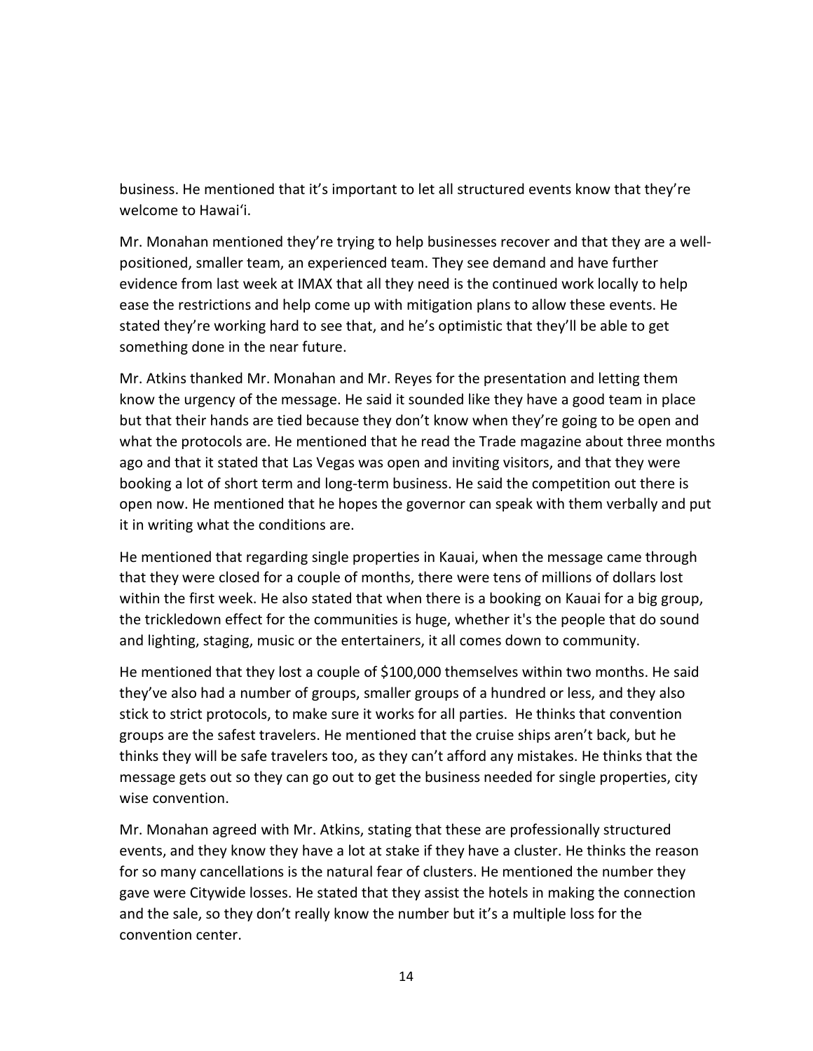business. He mentioned that it's important to let all structured events know that they're welcome to Hawai'i.

Mr. Monahan mentioned they're trying to help businesses recover and that they are a well-positioned, smaller team, an experienced team. They see demand and have further evidence from last week at IMAX that all they need is the continued work locally to help ease the restrictions and help come up with mitigation plans to allow these events. He stated they're working hard to see that, and he's optimistic that they'll be able to get something done in the near future.

Mr. Atkins thanked Mr. Monahan and Mr. Reyes for the presentation and letting them know the urgency of the message. He said it sounded like they have a good team in place but that their hands are tied because they don't know when they're going to be open and what the protocols are. He mentioned that he read the Trade magazine about three months ago and that it stated that Las Vegas was open and inviting visitors, and that they were booking a lot of short term and long-term business. He said the competition out there is open now. He mentioned that he hopes the governor can speak with them verbally and put it in writing what the conditions are.

He mentioned that regarding single properties in Kauai, when the message came through that they were closed for a couple of months, there were tens of millions of dollars lost within the first week. He also stated that when there is a booking on Kauai for a big group, the trickledown effect for the communities is huge, whether it's the people that do sound and lighting, staging, music or the entertainers, it all comes down to community.

He mentioned that they lost a couple of $100,000 themselves within two months. He said they've also had a number of groups, smaller groups of a hundred or less, and they also stick to strict protocols, to make sure it works for all parties. He thinks that convention groups are the safest travelers. He mentioned that the cruise ships aren't back, but he thinks they will be safe travelers too, as they can't afford any mistakes. He thinks that the message gets out so they can go out to get the business needed for single properties, city wise convention.

Mr. Monahan agreed with Mr. Atkins, stating that these are professionally structured events, and they know they have a lot at stake if they have a cluster. He thinks the reason for so many cancellations is the natural fear of clusters. He mentioned the number they gave were Citywide losses. He stated that they assist the hotels in making the connection and the sale, so they don't really know the number but it's a multiple loss for the convention center.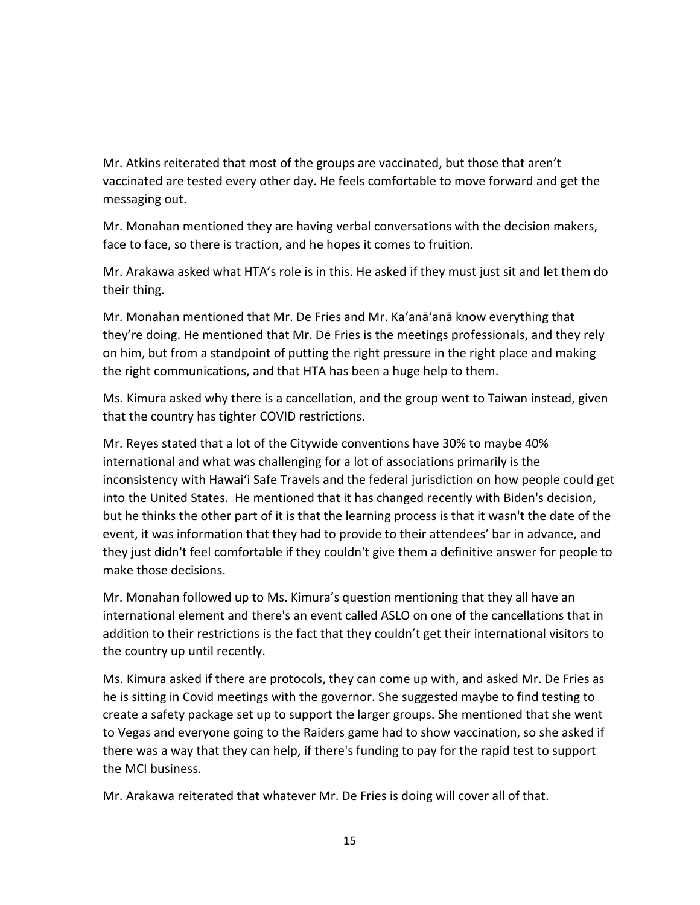Mr. Atkins reiterated that most of the groups are vaccinated, but those that aren't vaccinated are tested every other day. He feels comfortable to move forward and get the messaging out.

Mr. Monahan mentioned they are having verbal conversations with the decision makers, face to face, so there is traction, and he hopes it comes to fruition.

Mr. Arakawa asked what HTA's role is in this. He asked if they must just sit and let them do their thing.

Mr. Monahan mentioned that Mr. De Fries and Mr. Ka'anā'anā know everything that they're doing. He mentioned that Mr. De Fries is the meetings professionals, and they rely on him, but from a standpoint of putting the right pressure in the right place and making the right communications, and that HTA has been a huge help to them.

Ms. Kimura asked why there is a cancellation, and the group went to Taiwan instead, given that the country has tighter COVID restrictions.

Mr. Reyes stated that a lot of the Citywide conventions have 30% to maybe 40% international and what was challenging for a lot of associations primarily is the inconsistency with Hawai'i Safe Travels and the federal jurisdiction on how people could get into the United States. He mentioned that it has changed recently with Biden's decision, but he thinks the other part of it is that the learning process is that it wasn't the date of the event, it was information that they had to provide to their attendees' bar in advance, and they just didn't feel comfortable if they couldn't give them a definitive answer for people to make those decisions.

Mr. Monahan followed up to Ms. Kimura's question mentioning that they all have an international element and there's an event called ASLO on one of the cancellations that in addition to their restrictions is the fact that they couldn't get their international visitors to the country up until recently.

Ms. Kimura asked if there are protocols, they can come up with, and asked Mr. De Fries as he is sitting in Covid meetings with the governor. She suggested maybe to find testing to create a safety package set up to support the larger groups. She mentioned that she went to Vegas and everyone going to the Raiders game had to show vaccination, so she asked if there was a way that they can help, if there's funding to pay for the rapid test to support the MCI business.

Mr. Arakawa reiterated that whatever Mr. De Fries is doing will cover all of that.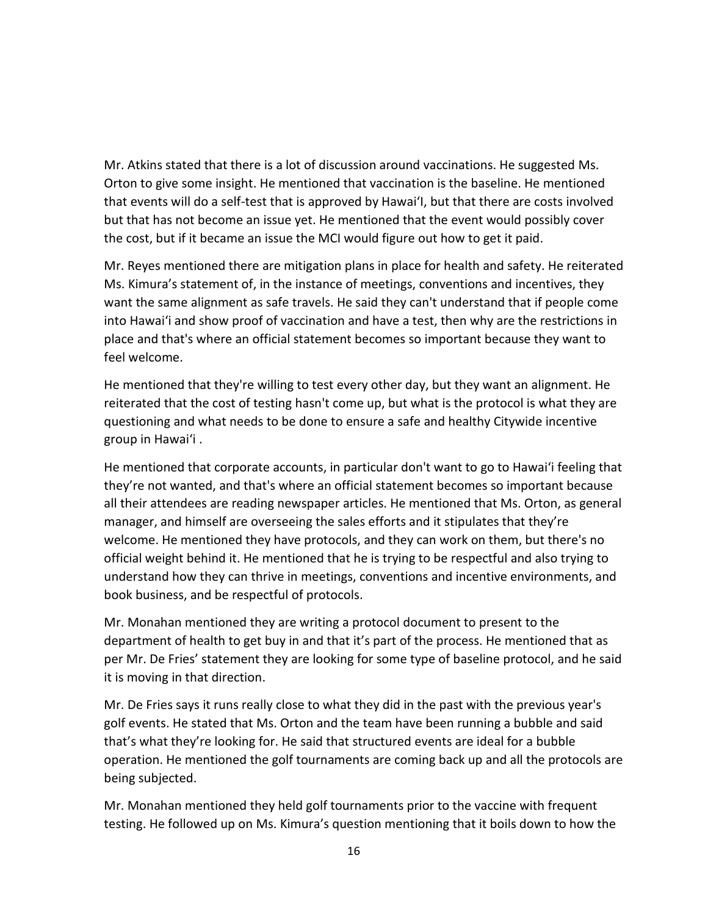Mr. Atkins stated that there is a lot of discussion around vaccinations. He suggested Ms. Orton to give some insight. He mentioned that vaccination is the baseline. He mentioned that events will do a self-test that is approved by Hawaiʻl, but that there are costs involved but that has not become an issue yet. He mentioned that the event would possibly cover the cost, but if it became an issue the MCI would figure out how to get it paid.

Mr. Reyes mentioned there are mitigation plans in place for health and safety. He reiterated Ms. Kimura's statement of, in the instance of meetings, conventions and incentives, they want the same alignment as safe travels. He said they can't understand that if people come into Hawaiʻi and show proof of vaccination and have a test, then why are the restrictions in place and that's where an official statement becomes so important because they want to feel welcome.

He mentioned that they're willing to test every other day, but they want an alignment. He reiterated that the cost of testing hasn't come up, but what is the protocol is what they are questioning and what needs to be done to ensure a safe and healthy Citywide incentive group in Hawaiʻi .

He mentioned that corporate accounts, in particular don't want to go to Hawaiʻi feeling that they're not wanted, and that's where an official statement becomes so important because all their attendees are reading newspaper articles. He mentioned that Ms. Orton, as general manager, and himself are overseeing the sales efforts and it stipulates that they're welcome. He mentioned they have protocols, and they can work on them, but there's no official weight behind it. He mentioned that he is trying to be respectful and also trying to understand how they can thrive in meetings, conventions and incentive environments, and book business, and be respectful of protocols.

Mr. Monahan mentioned they are writing a protocol document to present to the department of health to get buy in and that it's part of the process. He mentioned that as per Mr. De Fries' statement they are looking for some type of baseline protocol, and he said it is moving in that direction.

Mr. De Fries says it runs really close to what they did in the past with the previous year's golf events. He stated that Ms. Orton and the team have been running a bubble and said that's what they're looking for. He said that structured events are ideal for a bubble operation. He mentioned the golf tournaments are coming back up and all the protocols are being subjected.

Mr. Monahan mentioned they held golf tournaments prior to the vaccine with frequent testing. He followed up on Ms. Kimura's question mentioning that it boils down to how the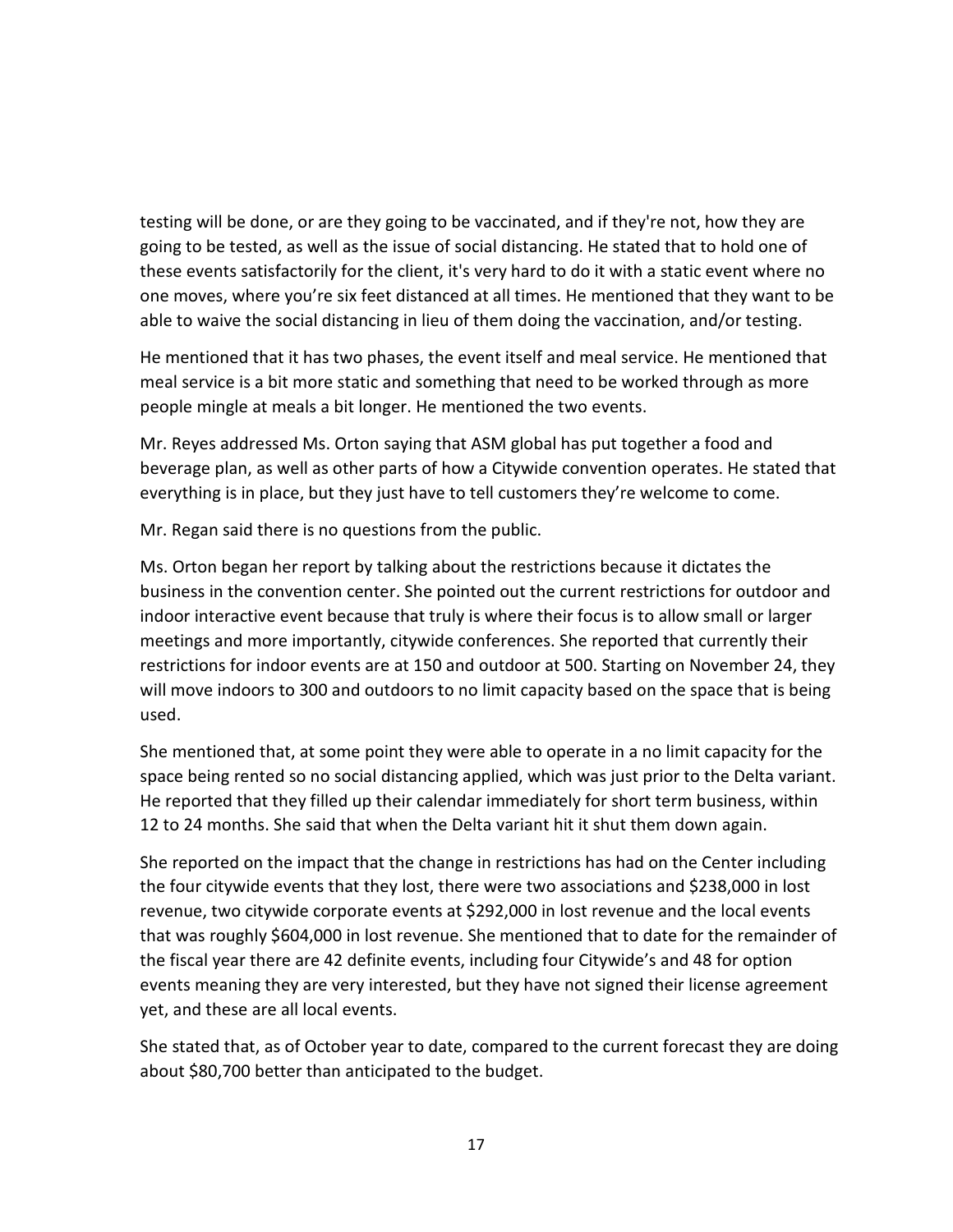testing will be done, or are they going to be vaccinated, and if they're not, how they are going to be tested, as well as the issue of social distancing. He stated that to hold one of these events satisfactorily for the client, it's very hard to do it with a static event where no one moves, where you're six feet distanced at all times. He mentioned that they want to be able to waive the social distancing in lieu of them doing the vaccination, and/or testing.

He mentioned that it has two phases, the event itself and meal service. He mentioned that meal service is a bit more static and something that need to be worked through as more people mingle at meals a bit longer. He mentioned the two events.

Mr. Reyes addressed Ms. Orton saying that ASM global has put together a food and beverage plan, as well as other parts of how a Citywide convention operates. He stated that everything is in place, but they just have to tell customers they're welcome to come.

Mr. Regan said there is no questions from the public.

Ms. Orton began her report by talking about the restrictions because it dictates the business in the convention center. She pointed out the current restrictions for outdoor and indoor interactive event because that truly is where their focus is to allow small or larger meetings and more importantly, citywide conferences. She reported that currently their restrictions for indoor events are at 150 and outdoor at 500. Starting on November 24, they will move indoors to 300 and outdoors to no limit capacity based on the space that is being used.

She mentioned that, at some point they were able to operate in a no limit capacity for the space being rented so no social distancing applied, which was just prior to the Delta variant. He reported that they filled up their calendar immediately for short term business, within 12 to 24 months. She said that when the Delta variant hit it shut them down again.

She reported on the impact that the change in restrictions has had on the Center including the four citywide events that they lost, there were two associations and $238,000 in lost revenue, two citywide corporate events at $292,000 in lost revenue and the local events that was roughly $604,000 in lost revenue. She mentioned that to date for the remainder of the fiscal year there are 42 definite events, including four Citywide's and 48 for option events meaning they are very interested, but they have not signed their license agreement yet, and these are all local events.

She stated that, as of October year to date, compared to the current forecast they are doing about $80,700 better than anticipated to the budget.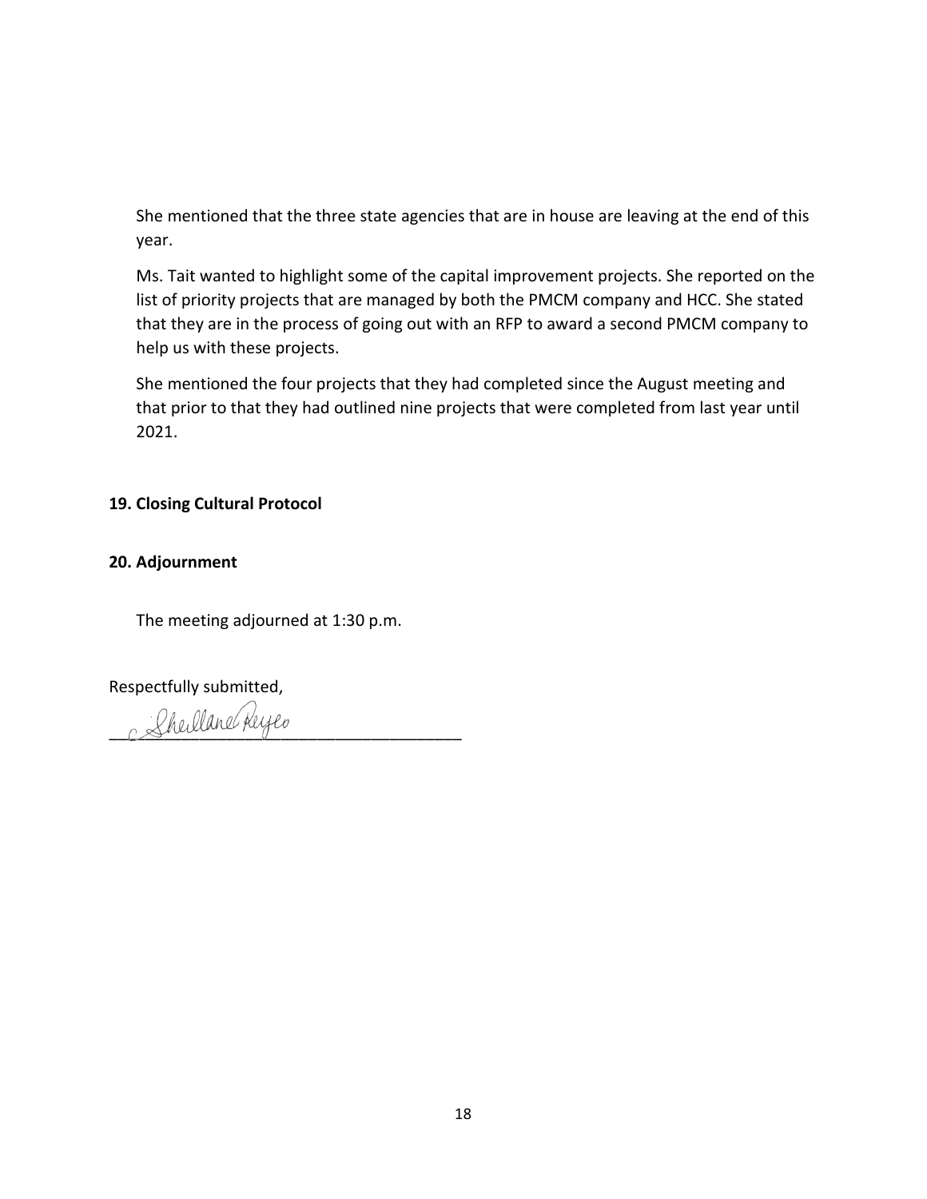She mentioned that the three state agencies that are in house are leaving at the end of this year.

Ms. Tait wanted to highlight some of the capital improvement projects. She reported on the list of priority projects that are managed by both the PMCM company and HCC. She stated that they are in the process of going out with an RFP to award a second PMCM company to help us with these projects.

She mentioned the four projects that they had completed since the August meeting and that prior to that they had outlined nine projects that were completed from last year until 2021.

**19. Closing Cultural Protocol**

**20. Adjournment**

The meeting adjourned at 1:30 p.m.

Respectfully submitted,

Sheillane Reyes